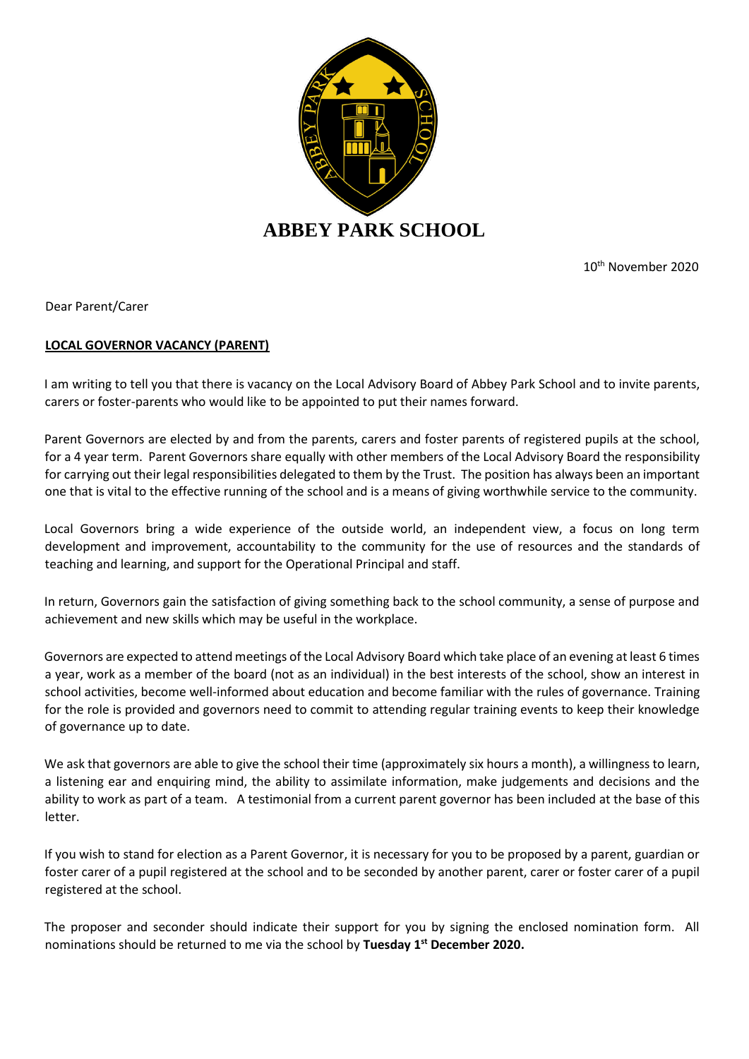# ABBEY PARK SCHOOL

10th November 2020

Dear Parent/Carer

**LOCAL GOVERNOR VACANCY (PARENT)**

I am writing to tell you that there is vacancy on the Local Advisory Board of Abbey Park School and to invite parents, carers or foster-parents who would like to be appointed to put their names forward.

Parent Governors are elected by and from the parents, carers and foster parents of registered pupils at the school, for a 4 year term. Parent Governors share equally with other members of the Local Advisory Board the responsibility for carrying out their legal responsibilities delegated to them by the Trust. The position has always been an important one that is vital to the effective running of the school and is a means of giving worthwhile service to the community.

Local Governors bring a wide experience of the outside world, an independent view, a focus on long term development and improvement, accountability to the community for the use of resources and the standards of teaching and learning, and support for the Operational Principal and staff.

In return, Governors gain the satisfaction of giving something back to the school community, a sense of purpose and achievement and new skills which may be useful in the workplace.

Governors are expected to attend meetings of the Local Advisory Board which take place of an evening at least 6 times a year, work as a member of the board (not as an individual) in the best interests of the school, show an interest in school activities, become well-informed about education and become familiar with the rules of governance. Training for the role is provided and governors need to commit to attending regular training events to keep their knowledge of governance up to date.

We ask that governors are able to give the school their time (approximately six hours a month), a willingness to learn, a listening ear and enquiring mind, the ability to assimilate information, make judgements and decisions and the ability to work as part of a team. A testimonial from a current parent governor has been included at the base of this letter.

If you wish to stand for election as a Parent Governor, it is necessary for you to be proposed by a parent, guardian or foster carer of a pupil registered at the school and to be seconded by another parent, carer or foster carer of a pupil registered at the school.

The proposer and seconder should indicate their support for you by signing the enclosed nomination form. All nominations should be returned to me via the school by **Tuesday 1st December 2020.**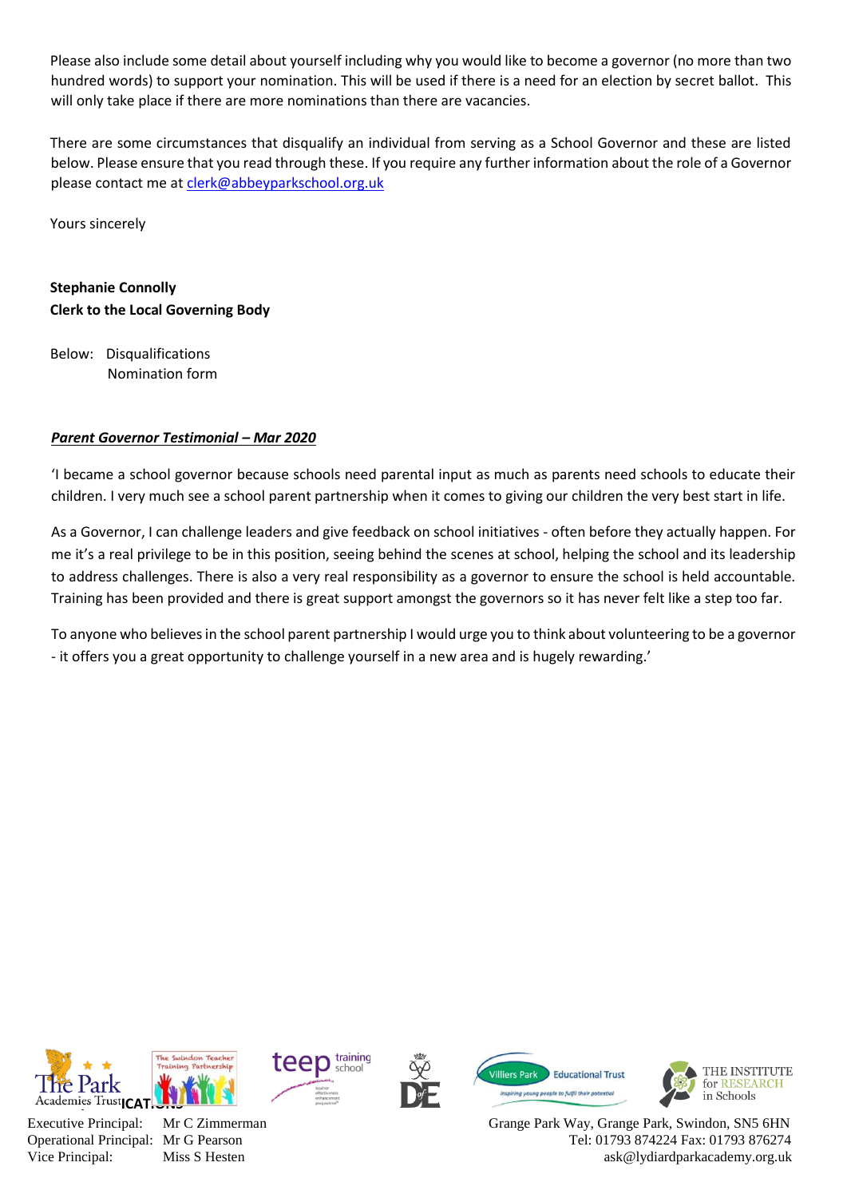Please also include some detail about yourself including why you would like to become a governor (no more than two hundred words) to support your nomination. This will be used if there is a need for an election by secret ballot. This will only take place if there are more nominations than there are vacancies.

There are some circumstances that disqualify an individual from serving as a School Governor and these are listed below. Please ensure that you read through these. If you require any further information about the role of a Governor please contact me at clerk@abbeyparkschool.org.uk

Yours sincerely

**Stephanie Connolly**
**Clerk to the Local Governing Body**

Below: Disqualifications
Nomination form

***Parent Governor Testimonial – Mar 2020***

'I became a school governor because schools need parental input as much as parents need schools to educate their children. I very much see a school parent partnership when it comes to giving our children the very best start in life.

As a Governor, I can challenge leaders and give feedback on school initiatives - often before they actually happen. For me it's a real privilege to be in this position, seeing behind the scenes at school, helping the school and its leadership to address challenges. There is also a very real responsibility as a governor to ensure the school is held accountable. Training has been provided and there is great support amongst the governors so it has never felt like a step too far.

To anyone who believes in the school parent partnership I would urge you to think about volunteering to be a governor - it offers you a great opportunity to challenge yourself in a new area and is hugely rewarding.'

Executive Principal: Mr C Zimmerman
Operational Principal: Mr G Pearson
Vice Principal: Miss S Hesten

Grange Park Way, Grange Park, Swindon, SN5 6HN
Tel: 01793 874224 Fax: 01793 876274
ask@lydiardparkacademy.org.uk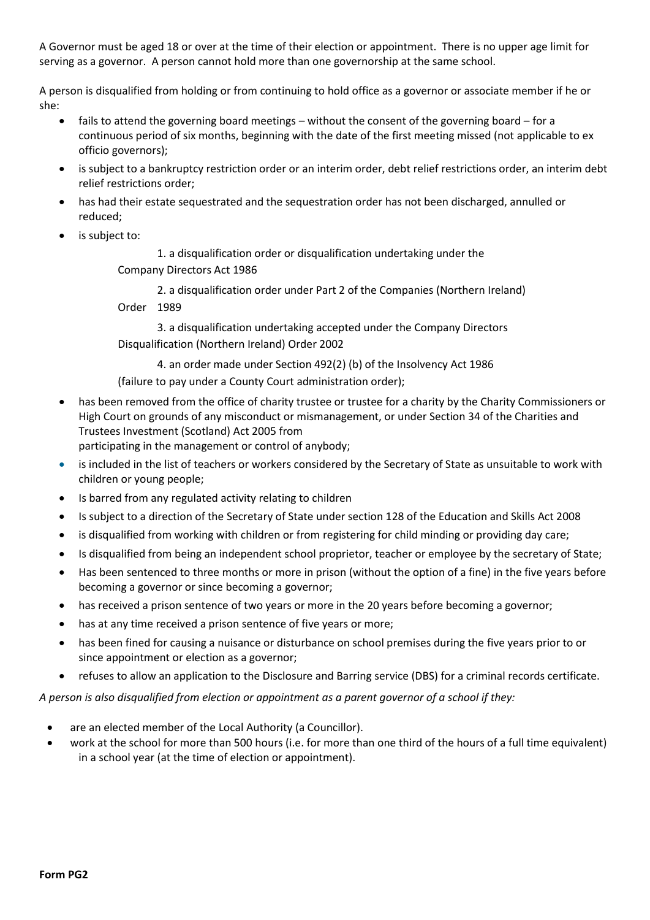A Governor must be aged 18 or over at the time of their election or appointment. There is no upper age limit for serving as a governor. A person cannot hold more than one governorship at the same school.

A person is disqualified from holding or from continuing to hold office as a governor or associate member if he or she:

- fails to attend the governing board meetings – without the consent of the governing board – for a continuous period of six months, beginning with the date of the first meeting missed (not applicable to ex officio governors);
- is subject to a bankruptcy restriction order or an interim order, debt relief restrictions order, an interim debt relief restrictions order;
- has had their estate sequestrated and the sequestration order has not been discharged, annulled or reduced;
- is subject to:
    1. a disqualification order or disqualification undertaking under the Company Directors Act 1986
    2. a disqualification order under Part 2 of the Companies (Northern Ireland) Order 1989
    3. a disqualification undertaking accepted under the Company Directors Disqualification (Northern Ireland) Order 2002
    4. an order made under Section 492(2) (b) of the Insolvency Act 1986 (failure to pay under a County Court administration order);
- has been removed from the office of charity trustee or trustee for a charity by the Charity Commissioners or High Court on grounds of any misconduct or mismanagement, or under Section 34 of the Charities and Trustees Investment (Scotland) Act 2005 from participating in the management or control of anybody;
- is included in the list of teachers or workers considered by the Secretary of State as unsuitable to work with children or young people;
- Is barred from any regulated activity relating to children
- Is subject to a direction of the Secretary of State under section 128 of the Education and Skills Act 2008
- is disqualified from working with children or from registering for child minding or providing day care;
- Is disqualified from being an independent school proprietor, teacher or employee by the secretary of State;
- Has been sentenced to three months or more in prison (without the option of a fine) in the five years before becoming a governor or since becoming a governor;
- has received a prison sentence of two years or more in the 20 years before becoming a governor;
- has at any time received a prison sentence of five years or more;
- has been fined for causing a nuisance or disturbance on school premises during the five years prior to or since appointment or election as a governor;
- refuses to allow an application to the Disclosure and Barring service (DBS) for a criminal records certificate.

*A person is also disqualified from election or appointment as a parent governor of a school if they:*

- are an elected member of the Local Authority (a Councillor).
- work at the school for more than 500 hours (i.e. for more than one third of the hours of a full time equivalent) in a school year (at the time of election or appointment).

**Form PG2**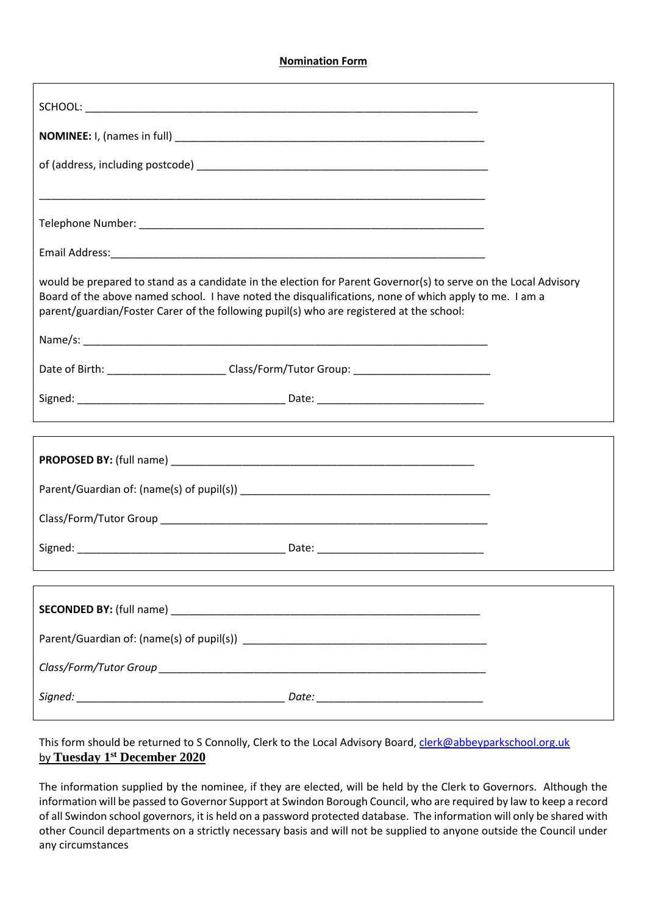**Nomination Form**

SCHOOL: ______________________________________________________________________

**NOMINEE:** I, (names in full) _____________________________________________________

of (address, including postcode) ____________________________________________________

______________________________________________________________________________

Telephone Number: ________________________________________________________

Email Address:____________________________________________________________

would be prepared to stand as a candidate in the election for Parent Governor(s) to serve on the Local Advisory Board of the above named school. I have noted the disqualifications, none of which apply to me. I am a parent/guardian/Foster Carer of the following pupil(s) who are registered at the school:

Name/s: ________________________________________________________________

Date of Birth: __________________ Class/Form/Tutor Group: ______________________

Signed: _______________________________ Date: __________________________

**PROPOSED BY:** (full name) ______________________________________________

Parent/Guardian of: (name(s) of pupil(s)) ____________________________________

Class/Form/Tutor Group ____________________________________________________

Signed: _______________________________ Date: __________________________

**SECONDED BY:** (full name) ______________________________________________

Parent/Guardian of: (name(s) of pupil(s)) ____________________________________

*Class/Form/Tutor Group* ____________________________________________________

*Signed:* _______________________________ *Date:* __________________________

This form should be returned to S Connolly, Clerk to the Local Advisory Board, clerk@abbeyparkschool.org.uk by **Tuesday 1st December 2020**

The information supplied by the nominee, if they are elected, will be held by the Clerk to Governors. Although the information will be passed to Governor Support at Swindon Borough Council, who are required by law to keep a record of all Swindon school governors, it is held on a password protected database. The information will only be shared with other Council departments on a strictly necessary basis and will not be supplied to anyone outside the Council under any circumstances